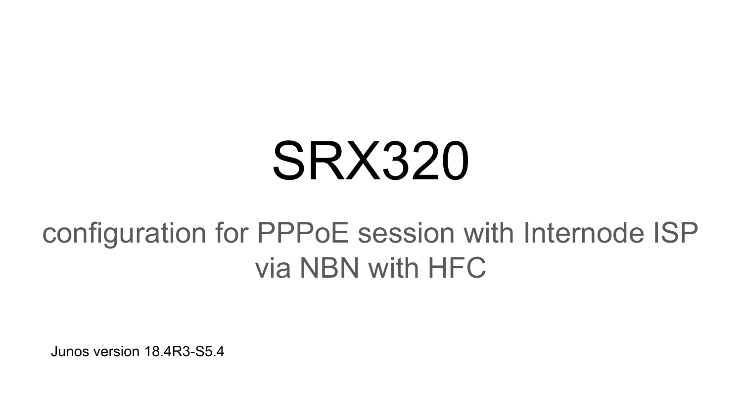# SRX320

## configuration for PPPoE session with Internode ISP via NBN with HFC

Junos version 18.4R3-S5.4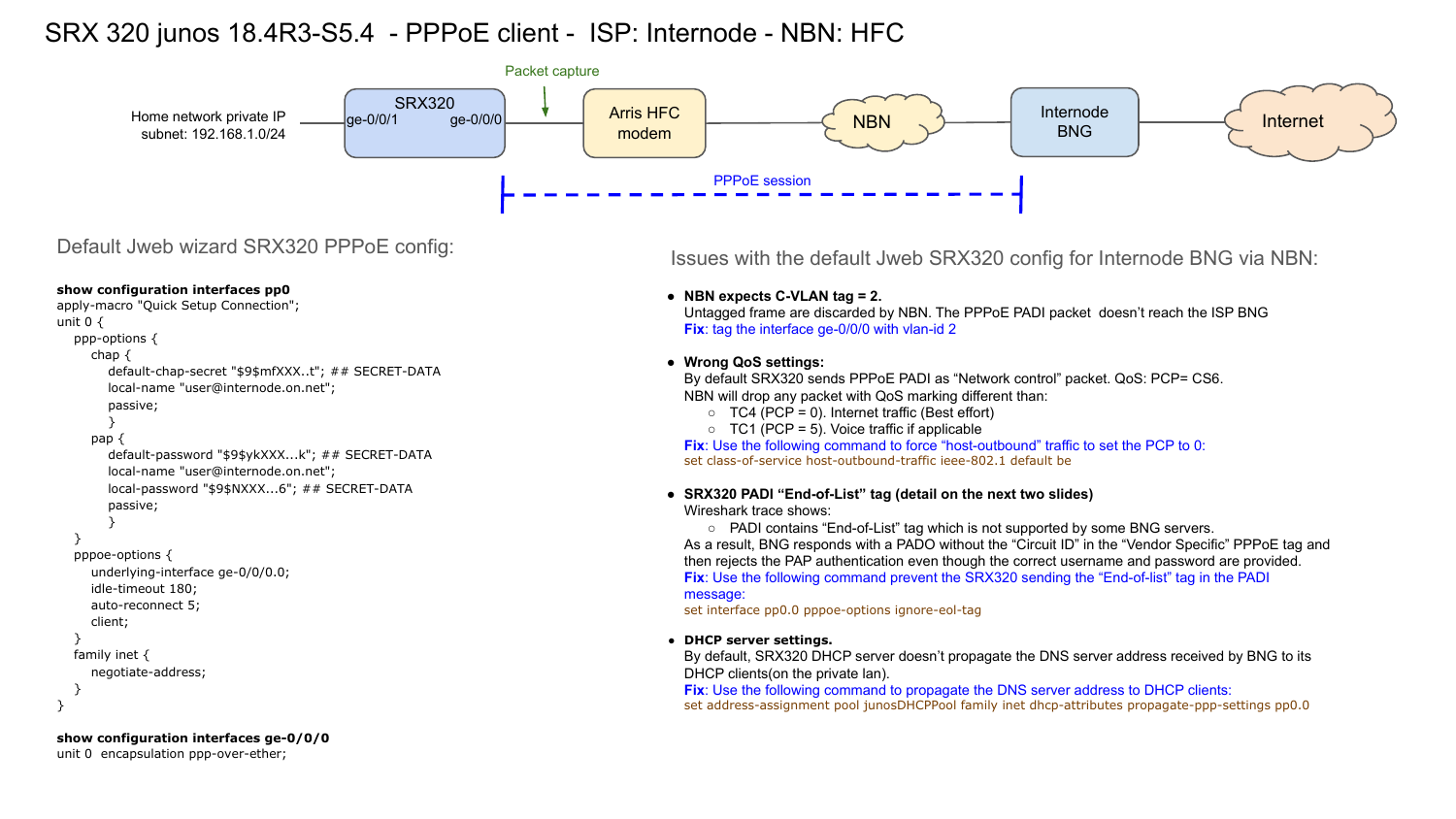# SRX 320 junos 18.4R3-S5.4 - PPPoE client - ISP: Internode - NBN: HFC

Home network private IP subnet: 192.168.1.0/24 — ge-0/0/1 SRX320 ge-0/0/0 — Packet capture — Arris HFC modem — NBN — Internode BNG — Internet

PPPoE session

## Default Jweb wizard SRX320 PPPoE config:

**show configuration interfaces pp0**

```
apply-macro "Quick Setup Connection";
unit 0 {
    ppp-options {
        chap {
            default-chap-secret "$9$mfXXX..t"; ## SECRET-DATA
            local-name "user@internode.on.net";
            passive;
            }
        pap {
            default-password "$9$ykXXX...k"; ## SECRET-DATA
            local-name "user@internode.on.net";
            local-password "$9$NXXX...6"; ## SECRET-DATA
            passive;
            }
    }
    pppoe-options {
        underlying-interface ge-0/0/0.0;
        idle-timeout 180;
        auto-reconnect 5;
        client;
    }
    family inet {
        negotiate-address;
    }
}
```

**show configuration interfaces ge-0/0/0**

```
unit 0  encapsulation ppp-over-ether;
```

## Issues with the default Jweb SRX320 config for Internode BNG via NBN:

- **NBN expects C-VLAN tag = 2.**
  Untagged frame are discarded by NBN. The PPPoE PADI packet doesn't reach the ISP BNG
  **Fix**: tag the interface ge-0/0/0 with vlan-id 2

- **Wrong QoS settings:**
  By default SRX320 sends PPPoE PADI as "Network control" packet. QoS: PCP= CS6.
  NBN will drop any packet with QoS marking different than:
  - TC4 (PCP = 0). Internet traffic (Best effort)
  - TC1 (PCP = 5). Voice traffic if applicable

  **Fix**: Use the following command to force "host-outbound" traffic to set the PCP to 0:
  `set class-of-service host-outbound-traffic ieee-802.1 default be`

- **SRX320 PADI "End-of-List" tag (detail on the next two slides)**
  Wireshark trace shows:
  - PADI contains "End-of-List" tag which is not supported by some BNG servers.

  As a result, BNG responds with a PADO without the "Circuit ID" in the "Vendor Specific" PPPoE tag and then rejects the PAP authentication even though the correct username and password are provided.
  **Fix**: Use the following command prevent the SRX320 sending the "End-of-list" tag in the PADI message:
  `set interface pp0.0 pppoe-options ignore-eol-tag`

- **DHCP server settings.**
  By default, SRX320 DHCP server doesn't propagate the DNS server address received by BNG to its DHCP clients(on the private lan).
  **Fix**: Use the following command to propagate the DNS server address to DHCP clients:
  `set address-assignment pool junosDHCPPool family inet dhcp-attributes propagate-ppp-settings pp0.0`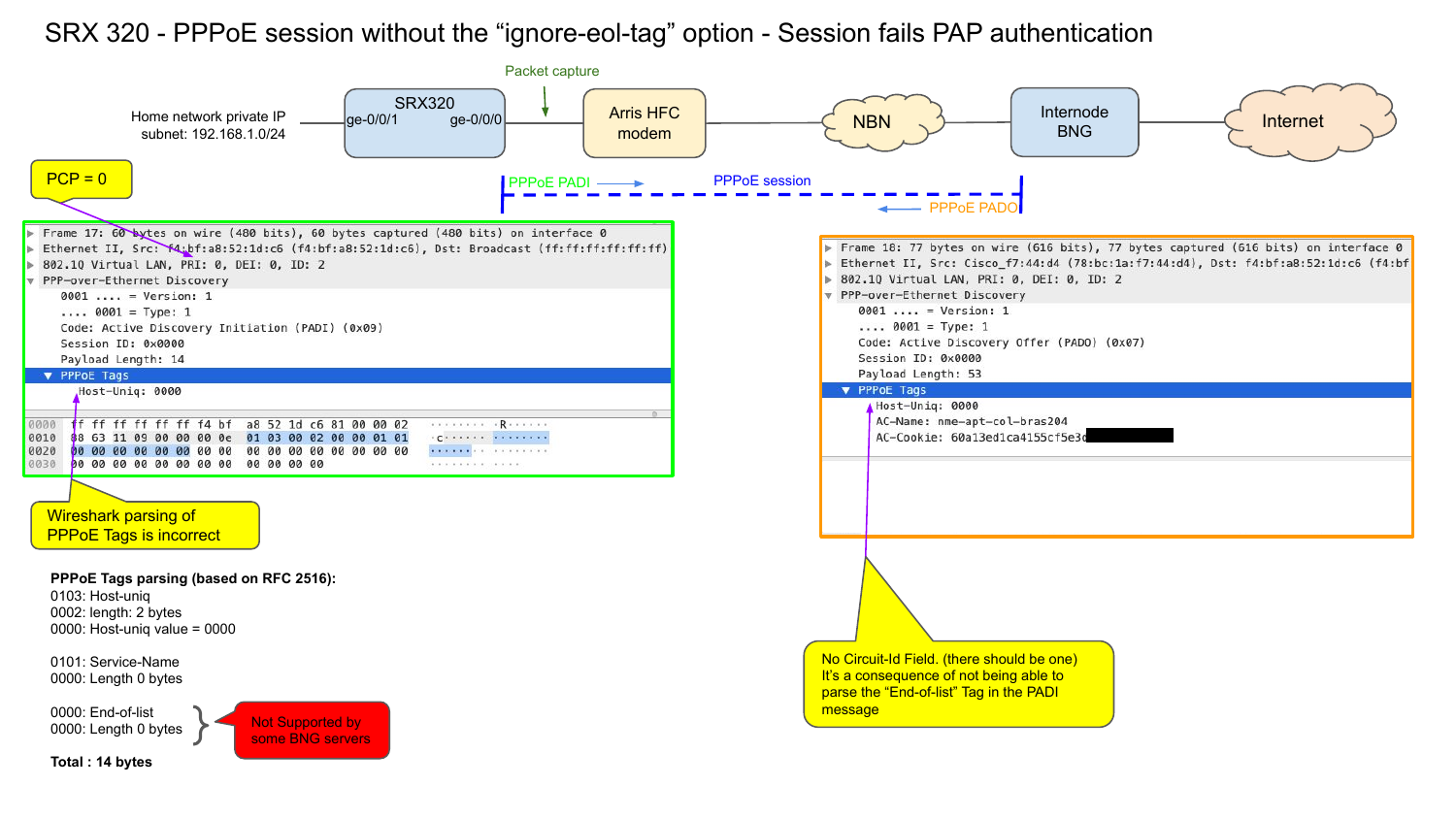# SRX 320 - PPPoE session without the “ignore-eol-tag” option - Session fails PAP authentication

Home network private IP subnet: 192.168.1.0/24

SRX320 (ge-0/0/1, ge-0/0/0) — Packet capture — Arris HFC modem — NBN — Internode BNG — Internet

PPPoE PADI → PPPoE session ← PPPoE PADO

PCP = 0

```
Frame 17: 60 bytes on wire (480 bits), 60 bytes captured (480 bits) on interface 0
Ethernet II, Src: f4:bf:a8:52:1d:c6 (f4:bf:a8:52:1d:c6), Dst: Broadcast (ff:ff:ff:ff:ff:ff)
802.1Q Virtual LAN, PRI: 0, DEI: 0, ID: 2
PPP-over-Ethernet Discovery
    0001 .... = Version: 1
    .... 0001 = Type: 1
    Code: Active Discovery Initiation (PADI) (0x09)
    Session ID: 0x0000
    Payload Length: 14
  PPPoE Tags
    Host-Uniq: 0000

0000  ff ff ff ff ff ff f4 bf  a8 52 1d c6 81 00 00 02   ........ .R......
0010  88 63 11 09 00 00 00 0e  01 03 00 02 00 00 01 01   .c...... ........
0020  00 00 00 00 00 00 00 00  00 00 00 00 00 00 00 00   ........ ........
0030  00 00 00 00 00 00 00 00  00 00 00 00               ........ ....
```

Wireshark parsing of PPPoE Tags is incorrect

**PPPoE Tags parsing (based on RFC 2516):**

0103: Host-uniq
0002: length: 2 bytes
0000: Host-uniq value = 0000

0101: Service-Name
0000: Length 0 bytes

0000: End-of-list
0000: Length 0 bytes
} Not Supported by some BNG servers

**Total : 14 bytes**

```
Frame 18: 77 bytes on wire (616 bits), 77 bytes captured (616 bits) on interface 0
Ethernet II, Src: Cisco_f7:44:d4 (78:bc:1a:f7:44:d4), Dst: f4:bf:a8:52:1d:c6 (f4:bf
802.1Q Virtual LAN, PRI: 0, DEI: 0, ID: 2
PPP-over-Ethernet Discovery
    0001 .... = Version: 1
    .... 0001 = Type: 1
    Code: Active Discovery Offer (PADO) (0x07)
    Session ID: 0x0000
    Payload Length: 53
  PPPoE Tags
    Host-Uniq: 0000
    AC-Name: nme-apt-col-bras204
    AC-Cookie: 60a13ed1ca4155cf5e3d
```

No Circuit-Id Field. (there should be one) It’s a consequence of not being able to parse the “End-of-list” Tag in the PADI message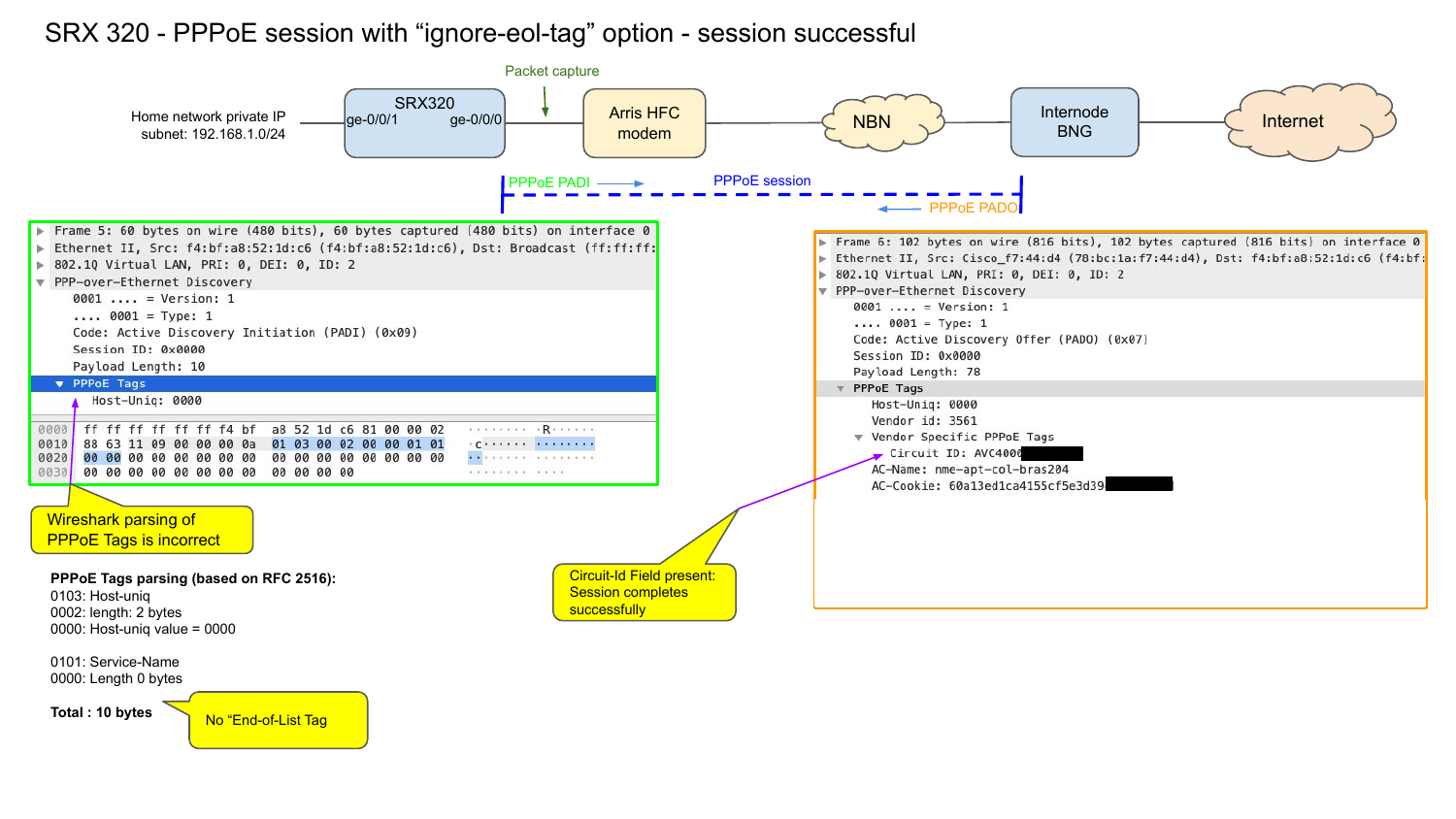# SRX 320 - PPPoE session with “ignore-eol-tag” option - session successful

Home network private IP subnet: 192.168.1.0/24

SRX320 (ge-0/0/1, ge-0/0/0) — Packet capture — Arris HFC modem — NBN — Internode BNG — Internet

PPPoE PADI → PPPoE session ← PPPoE PADO

```
Frame 5: 60 bytes on wire (480 bits), 60 bytes captured (480 bits) on interface 0
Ethernet II, Src: f4:bf:a8:52:1d:c6 (f4:bf:a8:52:1d:c6), Dst: Broadcast (ff:ff:ff:
802.1Q Virtual LAN, PRI: 0, DEI: 0, ID: 2
PPP-over-Ethernet Discovery
    0001 .... = Version: 1
    .... 0001 = Type: 1
    Code: Active Discovery Initiation (PADI) (0x09)
    Session ID: 0x0000
    Payload Length: 10
  PPPoE Tags
      Host-Uniq: 0000

0000  ff ff ff ff ff ff f4 bf  a8 52 1d c6 81 00 00 02   ........ .R......
0010  88 63 11 09 00 00 00 0a  01 03 00 02 00 00 01 01   .c...... ........
0020  00 00 00 00 00 00 00 00  00 00 00 00 00 00 00 00   ........ ........
0030  00 00 00 00 00 00 00 00  00 00 00 00              ........ ....
```

Wireshark parsing of PPPoE Tags is incorrect

**PPPoE Tags parsing (based on RFC 2516):**

0103: Host-uniq
0002: length: 2 bytes
0000: Host-uniq value = 0000

0101: Service-Name
0000: Length 0 bytes

**Total : 10 bytes**

No “End-of-List Tag

```
Frame 6: 102 bytes on wire (816 bits), 102 bytes captured (816 bits) on interface 0
Ethernet II, Src: Cisco_f7:44:d4 (78:bc:1a:f7:44:d4), Dst: f4:bf:a8:52:1d:c6 (f4:bf:
802.1Q Virtual LAN, PRI: 0, DEI: 0, ID: 2
PPP-over-Ethernet Discovery
    0001 .... = Version: 1
    .... 0001 = Type: 1
    Code: Active Discovery Offer (PADO) (0x07)
    Session ID: 0x0000
    Payload Length: 78
  PPPoE Tags
      Host-Uniq: 0000
      Vendor id: 3561
    Vendor Specific PPPoE Tags
        Circuit ID: AVC400
      AC-Name: nme-apt-col-bras204
      AC-Cookie: 60a13ed1ca4155cf5e3d39
```

Circuit-Id Field present: Session completes successfully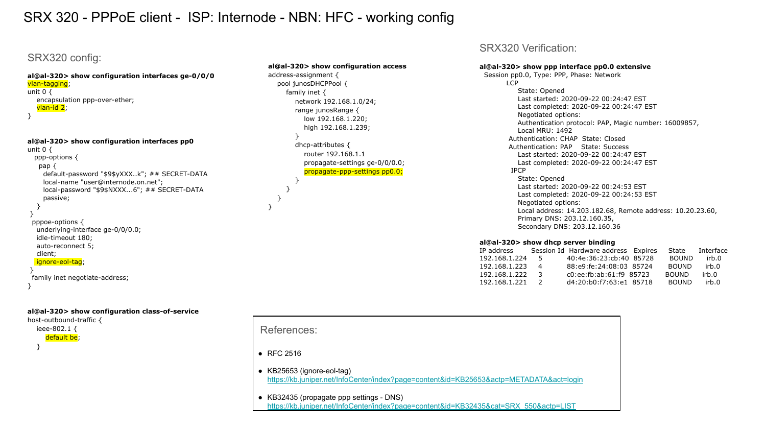# SRX 320 - PPPoE client - ISP: Internode - NBN: HFC - working config

## SRX320 config:

```
al@al-320> show configuration interfaces ge-0/0/0
vlan-tagging;
unit 0 {
    encapsulation ppp-over-ether;
    vlan-id 2;
}
```

```
al@al-320> show configuration interfaces pp0
unit 0 {
   ppp-options {
     pap {
       default-password "$9$yXXX..k"; ## SECRET-DATA
       local-name "user@internode.on.net";
       local-password "$9$NXXX...6"; ## SECRET-DATA
       passive;
     }
 }
  pppoe-options {
    underlying-interface ge-0/0/0.0;
    idle-timeout 180;
    auto-reconnect 5;
    client;
    ignore-eol-tag;
 }
  family inet negotiate-address;
}
```

```
al@al-320> show configuration class-of-service
host-outbound-traffic {
    ieee-802.1 {
        default be;
    }
```

```
al@al-320> show configuration access
address-assignment {
    pool junosDHCPPool {
        family inet {
            network 192.168.1.0/24;
            range junosRange {
                low 192.168.1.220;
                high 192.168.1.239;
            }
            dhcp-attributes {
                router 192.168.1.1
                propagate-settings ge-0/0/0.0;
                propagate-ppp-settings pp0.0;
            }
        }
    }
}
```

## SRX320 Verification:

```
al@al-320> show ppp interface pp0.0 extensive
  Session pp0.0, Type: PPP, Phase: Network
        LCP
            State: Opened
            Last started: 2020-09-22 00:24:47 EST
            Last completed: 2020-09-22 00:24:47 EST
            Negotiated options:
            Authentication protocol: PAP, Magic number: 16009857,
            Local MRU: 1492
        Authentication: CHAP  State: Closed
        Authentication: PAP   State: Success
            Last started: 2020-09-22 00:24:47 EST
            Last completed: 2020-09-22 00:24:47 EST
        IPCP
            State: Opened
            Last started: 2020-09-22 00:24:53 EST
            Last completed: 2020-09-22 00:24:53 EST
            Negotiated options:
            Local address: 14.203.182.68, Remote address: 10.20.23.60,
            Primary DNS: 203.12.160.35,
            Secondary DNS: 203.12.160.36
```

```
al@al-320> show dhcp server binding
IP address      Session Id  Hardware address   Expires   State    Interface
192.168.1.224   5           40:4e:36:23:cb:40  85728     BOUND    irb.0
192.168.1.223   4           88:e9:fe:24:08:03  85724     BOUND    irb.0
192.168.1.222   3           c0:ee:fb:ab:61:f9  85723     BOUND    irb.0
192.168.1.221   2           d4:20:b0:f7:63:e1  85718     BOUND    irb.0
```

## References:

- RFC 2516
- KB25653 (ignore-eol-tag)
  https://kb.juniper.net/InfoCenter/index?page=content&id=KB25653&actp=METADATA&act=login
- KB32435 (propagate ppp settings - DNS)
  https://kb.juniper.net/InfoCenter/index?page=content&id=KB32435&cat=SRX_550&actp=LIST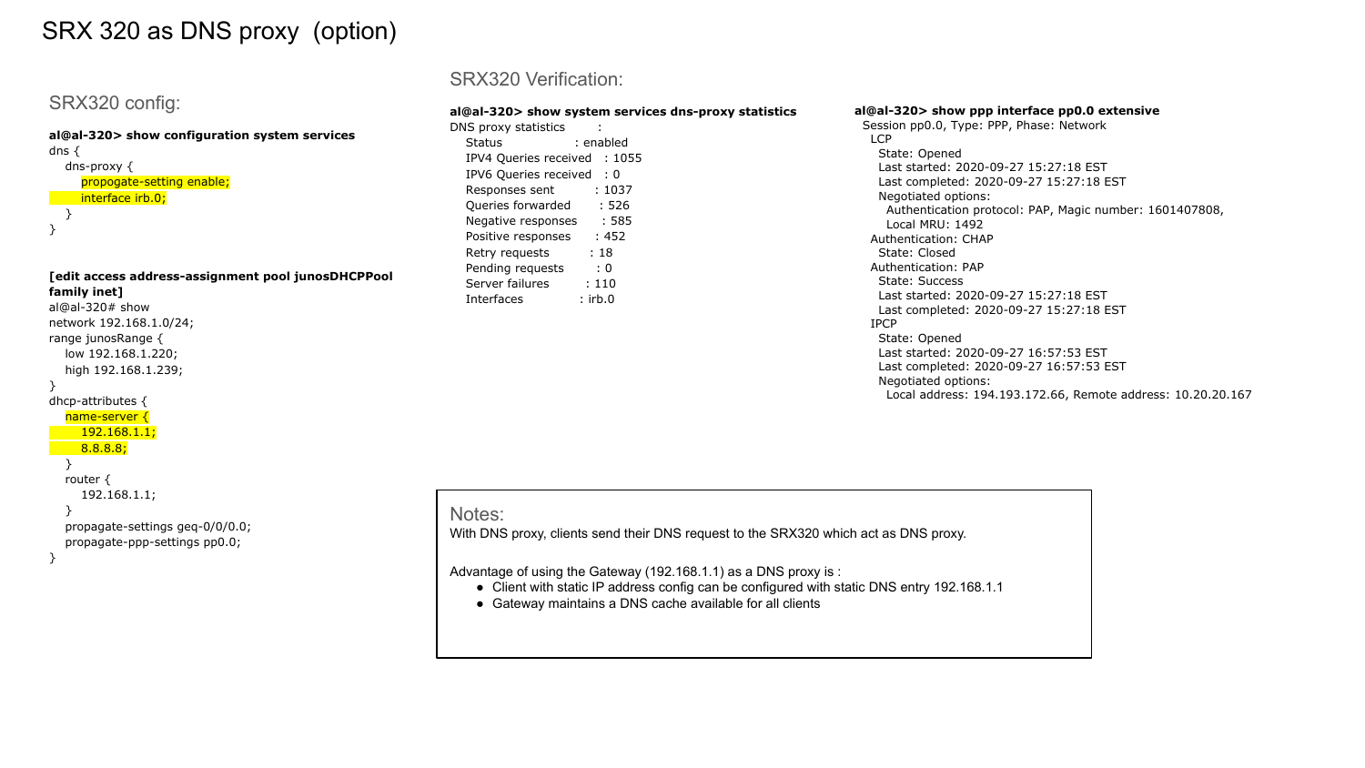# SRX 320 as DNS proxy (option)

## SRX320 config:

**al@al-320> show configuration system services**

```
dns {
    dns-proxy {
        propogate-setting enable;
        interface irb.0;
    }
}
```

**[edit access address-assignment pool junosDHCPPool family inet]**

```
al@al-320# show
network 192.168.1.0/24;
range junosRange {
    low 192.168.1.220;
    high 192.168.1.239;
}
dhcp-attributes {
    name-server {
        192.168.1.1;
        8.8.8.8;
    }
    router {
        192.168.1.1;
    }
    propagate-settings geq-0/0/0.0;
    propagate-ppp-settings pp0.0;
}
```

## SRX320 Verification:

**al@al-320> show system services dns-proxy statistics**

```
DNS proxy statistics       :
    Status                 : enabled
    IPV4 Queries received  : 1055
    IPV6 Queries received  : 0
    Responses sent         : 1037
    Queries forwarded      : 526
    Negative responses     : 585
    Positive responses     : 452
    Retry requests         : 18
    Pending requests       : 0
    Server failures        : 110
    Interfaces             : irb.0
```

**al@al-320> show ppp interface pp0.0 extensive**

```
  Session pp0.0, Type: PPP, Phase: Network
    LCP
      State: Opened
      Last started: 2020-09-27 15:27:18 EST
      Last completed: 2020-09-27 15:27:18 EST
      Negotiated options:
        Authentication protocol: PAP, Magic number: 1601407808,
        Local MRU: 1492
    Authentication: CHAP
      State: Closed
    Authentication: PAP
      State: Success
      Last started: 2020-09-27 15:27:18 EST
      Last completed: 2020-09-27 15:27:18 EST
    IPCP
      State: Opened
      Last started: 2020-09-27 16:57:53 EST
      Last completed: 2020-09-27 16:57:53 EST
      Negotiated options:
        Local address: 194.193.172.66, Remote address: 10.20.20.167
```

## Notes:

With DNS proxy, clients send their DNS request to the SRX320 which act as DNS proxy.

Advantage of using the Gateway (192.168.1.1) as a DNS proxy is :

- Client with static IP address config can be configured with static DNS entry 192.168.1.1
- Gateway maintains a DNS cache available for all clients